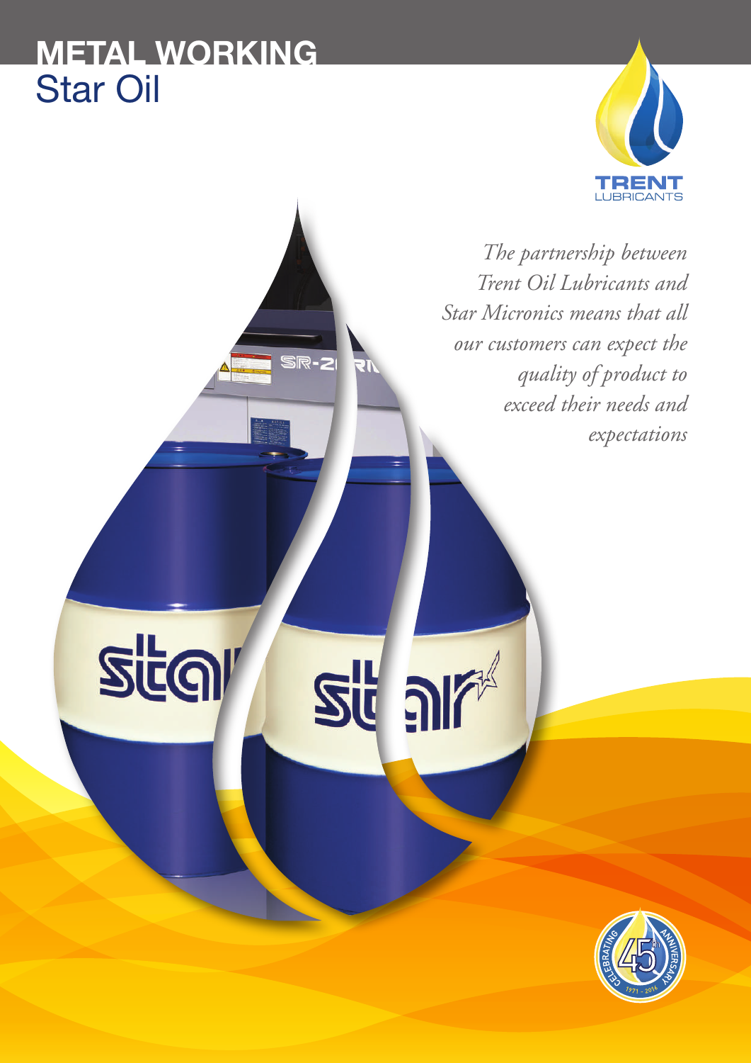# METAL WORKING
## Star Oil

TRENT LUBRICANTS

*The partnership between Trent Oil Lubricants and Star Micronics means that all our customers can expect the quality of product to exceed their needs and expectations*

CELEBRATING 45th ANNIVERSARY 1971 - 2016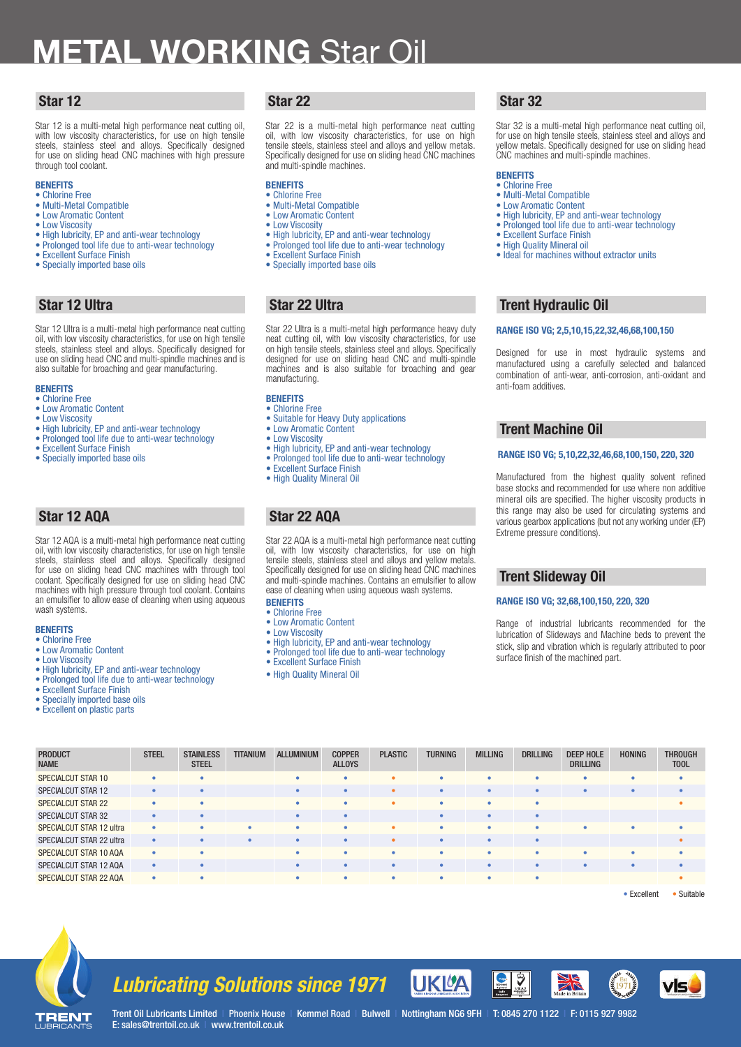# METAL WORKING Star Oil

## Star 12

Star 12 is a multi-metal high performance neat cutting oil, with low viscosity characteristics, for use on high tensile steels, stainless steel and alloys. Specifically designed for use on sliding head CNC machines with high pressure through tool coolant.

**BENEFITS**

- Chlorine Free
- Multi-Metal Compatible
- Low Aromatic Content
- Low Viscosity
- High lubricity, EP and anti-wear technology
- Prolonged tool life due to anti-wear technology
- Excellent Surface Finish
- Specially imported base oils

## Star 12 Ultra

Star 12 Ultra is a multi-metal high performance neat cutting oil, with low viscosity characteristics, for use on high tensile steels, stainless steel and alloys. Specifically designed for use on sliding head CNC and multi-spindle machines and is also suitable for broaching and gear manufacturing.

**BENEFITS**

- Chlorine Free
- Low Aromatic Content
- Low Viscosity
- High lubricity, EP and anti-wear technology
- Prolonged tool life due to anti-wear technology
- Excellent Surface Finish
- Specially imported base oils

## Star 12 AQA

Star 12 AQA is a multi-metal high performance neat cutting oil, with low viscosity characteristics, for use on high tensile steels, stainless steel and alloys. Specifically designed for use on sliding head CNC machines with through tool coolant. Specifically designed for use on sliding head CNC machines with high pressure through tool coolant. Contains an emulsifier to allow ease of cleaning when using aqueous wash systems.

**BENEFITS**

- Chlorine Free
- Low Aromatic Content
- Low Viscosity
- High lubricity, EP and anti-wear technology
- Prolonged tool life due to anti-wear technology
- Excellent Surface Finish
- Specially imported base oils
- Excellent on plastic parts

## Star 22

Star 22 is a multi-metal high performance neat cutting oil, with low viscosity characteristics, for use on high tensile steels, stainless steel and alloys and yellow metals. Specifically designed for use on sliding head CNC machines and multi-spindle machines.

**BENEFITS**

- Chlorine Free
- Multi-Metal Compatible
- Low Aromatic Content
- Low Viscosity
- High lubricity, EP and anti-wear technology
- Prolonged tool life due to anti-wear technology
- Excellent Surface Finish
- Specially imported base oils

## Star 22 Ultra

Star 22 Ultra is a multi-metal high performance heavy duty neat cutting oil, with low viscosity characteristics, for use on high tensile steels, stainless steel and alloys. Specifically designed for use on sliding head CNC and multi-spindle machines and is also suitable for broaching and gear manufacturing.

**BENEFITS**

- Chlorine Free
- Suitable for Heavy Duty applications
- Low Aromatic Content
- Low Viscosity
- High lubricity, EP and anti-wear technology
- Prolonged tool life due to anti-wear technology
- Excellent Surface Finish
- High Quality Mineral Oil

## Star 22 AQA

Star 22 AQA is a multi-metal high performance neat cutting oil, with low viscosity characteristics, for use on high tensile steels, stainless steel and alloys and yellow metals. Specifically designed for use on sliding head CNC machines and multi-spindle machines. Contains an emulsifier to allow ease of cleaning when using aqueous wash systems.

**BENEFITS**

- Chlorine Free
- Low Aromatic Content
- Low Viscosity
- High lubricity, EP and anti-wear technology
- Prolonged tool life due to anti-wear technology
- Excellent Surface Finish
- High Quality Mineral Oil

## Star 32

Star 32 is a multi-metal high performance neat cutting oil, for use on high tensile steels, stainless steel and alloys and yellow metals. Specifically designed for use on sliding head CNC machines and multi-spindle machines.

**BENEFITS**

- Chlorine Free
- Multi-Metal Compatible
- Low Aromatic Content
- High lubricity, EP and anti-wear technology
- Prolonged tool life due to anti-wear technology
- Excellent Surface Finish
- High Quality Mineral oil
- Ideal for machines without extractor units

## Trent Hydraulic Oil

**RANGE ISO VG; 2,5,10,15,22,32,46,68,100,150**

Designed for use in most hydraulic systems and manufactured using a carefully selected and balanced combination of anti-wear, anti-corrosion, anti-oxidant and anti-foam additives.

## Trent Machine Oil

**RANGE ISO VG; 5,10,22,32,46,68,100,150, 220, 320**

Manufactured from the highest quality solvent refined base stocks and recommended for use where non additive mineral oils are specified. The higher viscosity products in this range may also be used for circulating systems and various gearbox applications (but not any working under (EP) Extreme pressure conditions).

## Trent Slideway Oil

**RANGE ISO VG; 32,68,100,150, 220, 320**

Range of industrial lubricants recommended for the lubrication of Slideways and Machine beds to prevent the stick, slip and vibration which is regularly attributed to poor surface finish of the machined part.

| PRODUCT NAME | STEEL | STAINLESS STEEL | TITANIUM | ALLUMINIUM | COPPER ALLOYS | PLASTIC | TURNING | MILLING | DRILLING | DEEP HOLE DRILLING | HONING | THROUGH TOOL |
|---|---|---|---|---|---|---|---|---|---|---|---|---|
| SPECIALCUT STAR 10 | Excellent | Excellent | | Excellent | Excellent | Suitable | Excellent | Excellent | Excellent | Excellent | Excellent | Excellent |
| SPECIALCUT STAR 12 | Excellent | Excellent | | Excellent | Excellent | Suitable | Excellent | Excellent | Excellent | Excellent | Excellent | Excellent |
| SPECIALCUT STAR 22 | Excellent | Excellent | | Excellent | Excellent | Suitable | Excellent | Excellent | Excellent | | | Suitable |
| SPECIALCUT STAR 32 | Excellent | Excellent | | Excellent | Excellent | | Excellent | Excellent | Excellent | | | |
| SPECIALCUT STAR 12 ultra | Excellent | Excellent | Excellent | Excellent | Excellent | Suitable | Excellent | Excellent | Excellent | Excellent | Excellent | Excellent |
| SPECIALCUT STAR 22 ultra | Excellent | Excellent | Excellent | Excellent | Excellent | Suitable | Excellent | Excellent | Excellent | | | Suitable |
| SPECIALCUT STAR 10 AQA | Excellent | Excellent | | Excellent | Excellent | Excellent | Excellent | Excellent | Excellent | Excellent | Excellent | Excellent |
| SPECIALCUT STAR 12 AQA | Excellent | Excellent | | Excellent | Excellent | Excellent | Excellent | Excellent | Excellent | Excellent | Excellent | Excellent |
| SPECIALCUT STAR 22 AQA | Excellent | Excellent | | Excellent | Excellent | Excellent | Excellent | Excellent | Excellent | | | Suitable |

• Excellent • Suitable

*Lubricating Solutions since 1971*

Trent Oil Lubricants Limited | Phoenix House | Kemmel Road | Bulwell | Nottingham NG6 9FH | T: 0845 270 1122 | F: 0115 927 9982
E: sales@trentoil.co.uk | www.trentoil.co.uk